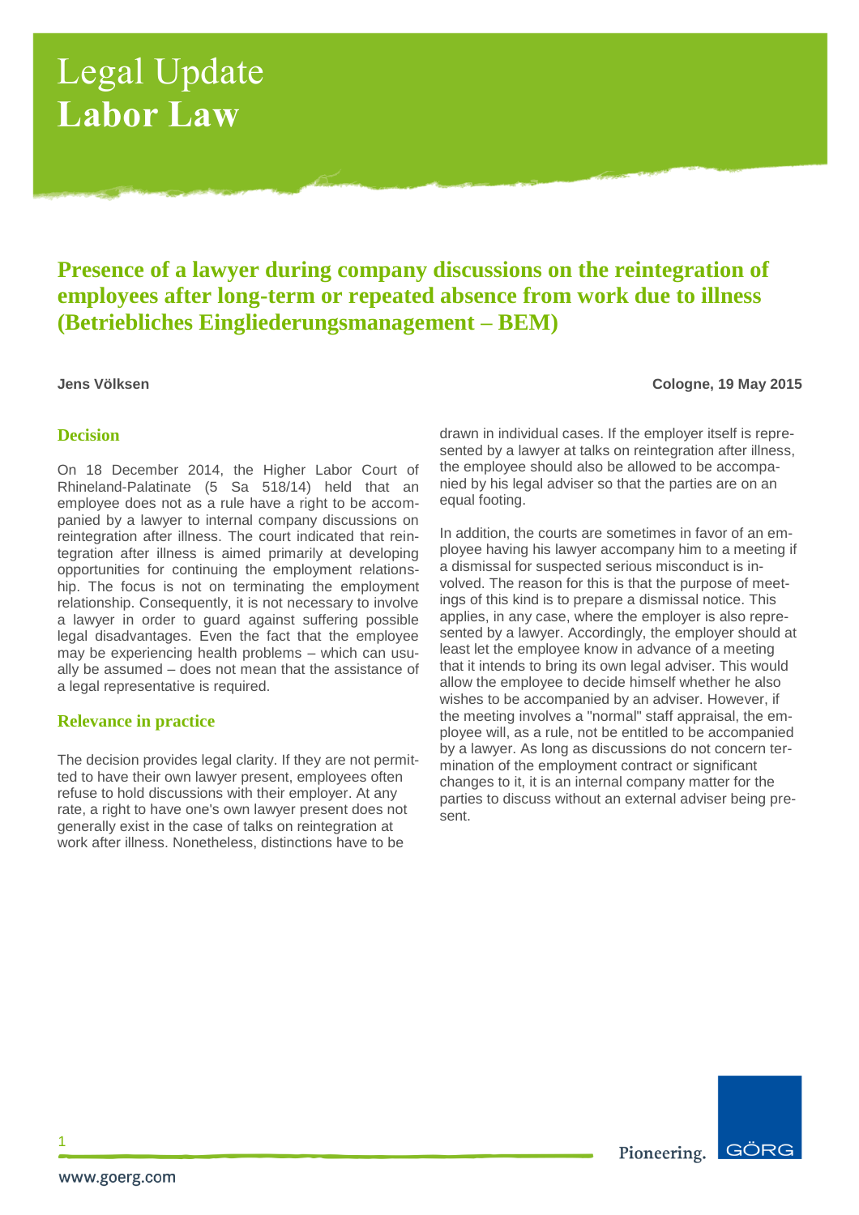# Legal Update
# Labor Law

## Presence of a lawyer during company discussions on the reintegration of employees after long-term or repeated absence from work due to illness (Betriebliches Eingliederungsmanagement – BEM)

**Jens Völksen**

**Cologne, 19 May 2015**

### Decision

On 18 December 2014, the Higher Labor Court of Rhineland-Palatinate (5 Sa 518/14) held that an employee does not as a rule have a right to be accompanied by a lawyer to internal company discussions on reintegration after illness. The court indicated that reintegration after illness is aimed primarily at developing opportunities for continuing the employment relationship. The focus is not on terminating the employment relationship. Consequently, it is not necessary to involve a lawyer in order to guard against suffering possible legal disadvantages. Even the fact that the employee may be experiencing health problems – which can usually be assumed – does not mean that the assistance of a legal representative is required.

### Relevance in practice

The decision provides legal clarity. If they are not permitted to have their own lawyer present, employees often refuse to hold discussions with their employer. At any rate, a right to have one's own lawyer present does not generally exist in the case of talks on reintegration at work after illness. Nonetheless, distinctions have to be drawn in individual cases. If the employer itself is represented by a lawyer at talks on reintegration after illness, the employee should also be allowed to be accompanied by his legal adviser so that the parties are on an equal footing.

In addition, the courts are sometimes in favor of an employee having his lawyer accompany him to a meeting if a dismissal for suspected serious misconduct is involved. The reason for this is that the purpose of meetings of this kind is to prepare a dismissal notice. This applies, in any case, where the employer is also represented by a lawyer. Accordingly, the employer should at least let the employee know in advance of a meeting that it intends to bring its own legal adviser. This would allow the employee to decide himself whether he also wishes to be accompanied by an adviser. However, if the meeting involves a "normal" staff appraisal, the employee will, as a rule, not be entitled to be accompanied by a lawyer. As long as discussions do not concern termination of the employment contract or significant changes to it, it is an internal company matter for the parties to discuss without an external adviser being present.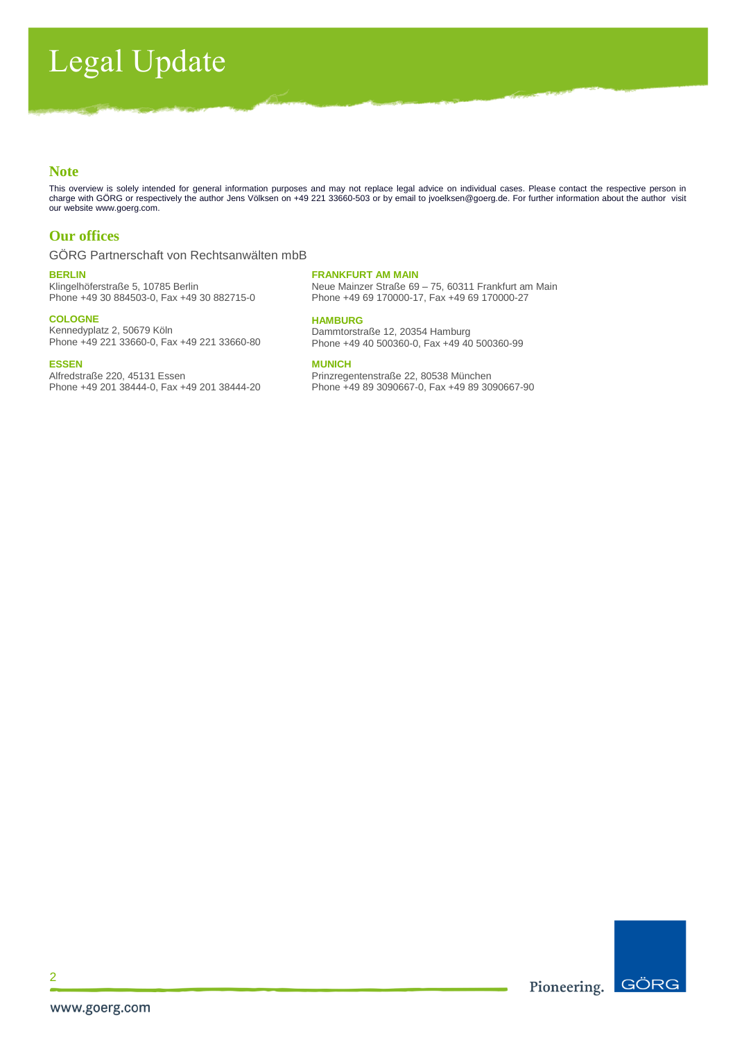# Legal Update

## Note

This overview is solely intended for general information purposes and may not replace legal advice on individual cases. Please contact the respective person in charge with GÖRG or respectively the author Jens Völksen on +49 221 33660-503 or by email to jvoelksen@goerg.de. For further information about the author visit our website www.goerg.com.

## Our offices

GÖRG Partnerschaft von Rechtsanwälten mbB

**BERLIN**
Klingelhöferstraße 5, 10785 Berlin
Phone +49 30 884503-0, Fax +49 30 882715-0

**COLOGNE**
Kennedyplatz 2, 50679 Köln
Phone +49 221 33660-0, Fax +49 221 33660-80

**ESSEN**
Alfredstraße 220, 45131 Essen
Phone +49 201 38444-0, Fax +49 201 38444-20

**FRANKFURT AM MAIN**
Neue Mainzer Straße 69 – 75, 60311 Frankfurt am Main
Phone +49 69 170000-17, Fax +49 69 170000-27

**HAMBURG**
Dammtorstraße 12, 20354 Hamburg
Phone +49 40 500360-0, Fax +49 40 500360-99

**MUNICH**
Prinzregentenstraße 22, 80538 München
Phone +49 89 3090667-0, Fax +49 89 3090667-90

Pioneering. GÖRG

www.goerg.com